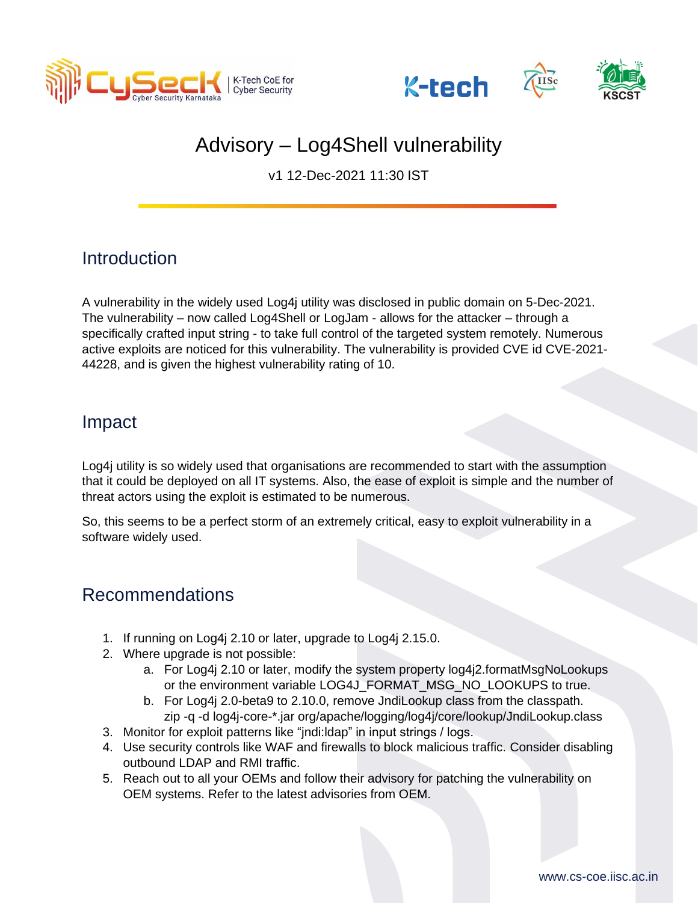# Advisory – Log4Shell vulnerability

v1 12-Dec-2021 11:30 IST

## Introduction

A vulnerability in the widely used Log4j utility was disclosed in public domain on 5-Dec-2021. The vulnerability – now called Log4Shell or LogJam - allows for the attacker – through a specifically crafted input string - to take full control of the targeted system remotely. Numerous active exploits are noticed for this vulnerability. The vulnerability is provided CVE id CVE-2021-44228, and is given the highest vulnerability rating of 10.

## Impact

Log4j utility is so widely used that organisations are recommended to start with the assumption that it could be deployed on all IT systems. Also, the ease of exploit is simple and the number of threat actors using the exploit is estimated to be numerous.

So, this seems to be a perfect storm of an extremely critical, easy to exploit vulnerability in a software widely used.

## Recommendations

1. If running on Log4j 2.10 or later, upgrade to Log4j 2.15.0.
2. Where upgrade is not possible:
   a. For Log4j 2.10 or later, modify the system property log4j2.formatMsgNoLookups or the environment variable LOG4J_FORMAT_MSG_NO_LOOKUPS to true.
   b. For Log4j 2.0-beta9 to 2.10.0, remove JndiLookup class from the classpath. zip -q -d log4j-core-*.jar org/apache/logging/log4j/core/lookup/JndiLookup.class
3. Monitor for exploit patterns like "jndi:ldap" in input strings / logs.
4. Use security controls like WAF and firewalls to block malicious traffic. Consider disabling outbound LDAP and RMI traffic.
5. Reach out to all your OEMs and follow their advisory for patching the vulnerability on OEM systems. Refer to the latest advisories from OEM.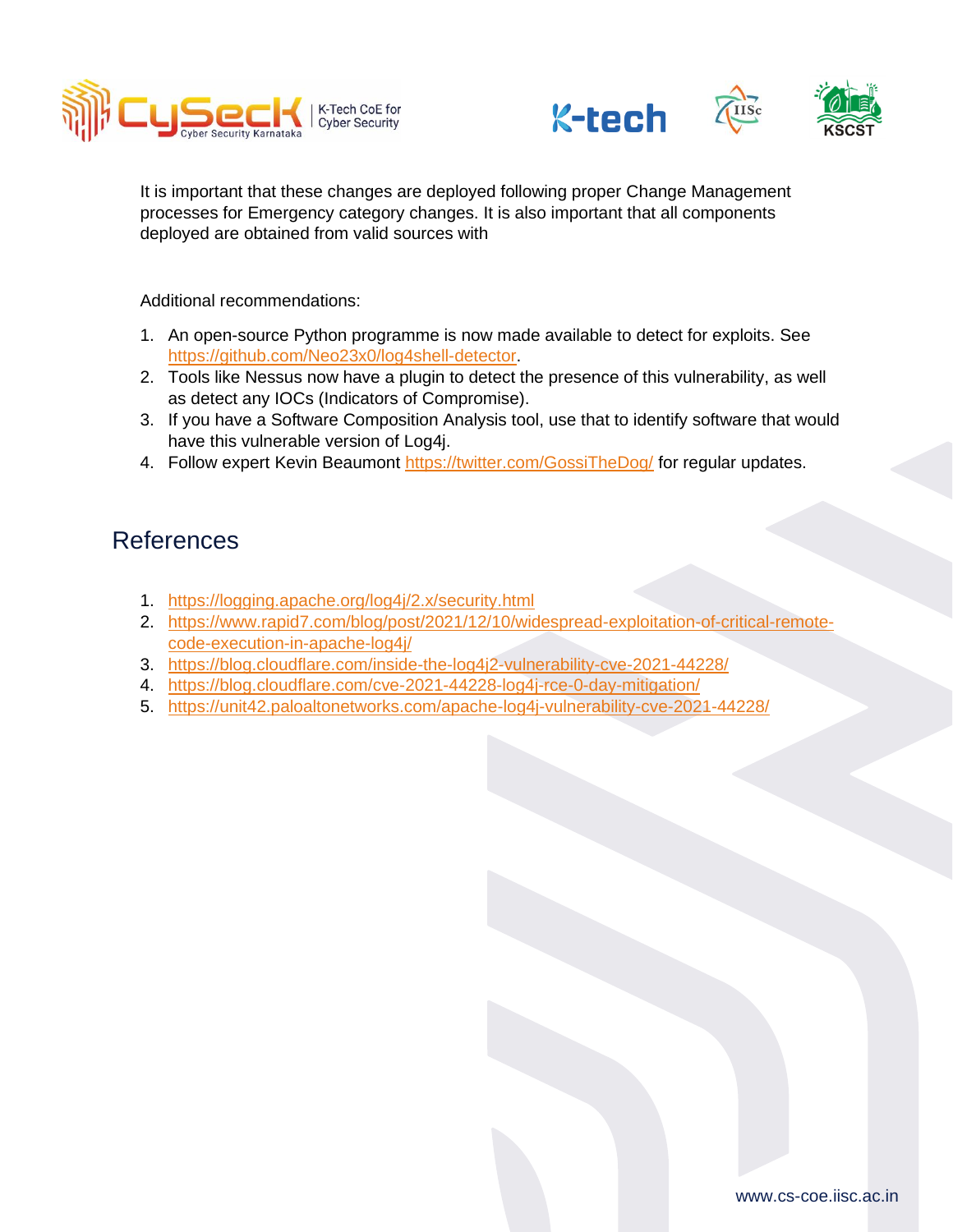It is important that these changes are deployed following proper Change Management processes for Emergency category changes. It is also important that all components deployed are obtained from valid sources with

Additional recommendations:

1. An open-source Python programme is now made available to detect for exploits. See https://github.com/Neo23x0/log4shell-detector.
2. Tools like Nessus now have a plugin to detect the presence of this vulnerability, as well as detect any IOCs (Indicators of Compromise).
3. If you have a Software Composition Analysis tool, use that to identify software that would have this vulnerable version of Log4j.
4. Follow expert Kevin Beaumont https://twitter.com/GossiTheDog/ for regular updates.

## References

1. https://logging.apache.org/log4j/2.x/security.html
2. https://www.rapid7.com/blog/post/2021/12/10/widespread-exploitation-of-critical-remote-code-execution-in-apache-log4j/
3. https://blog.cloudflare.com/inside-the-log4j2-vulnerability-cve-2021-44228/
4. https://blog.cloudflare.com/cve-2021-44228-log4j-rce-0-day-mitigation/
5. https://unit42.paloaltonetworks.com/apache-log4j-vulnerability-cve-2021-44228/